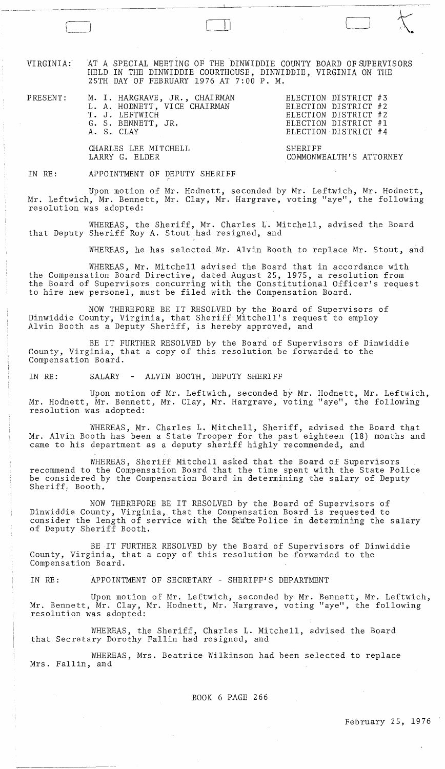VIRGINIA: AT A SPECIAL MEETING OF THE DINWIDDIE COUNTY BOARD OF SUPERVISORS HELD IN THE DINWIDDIE COURTHOUSE, DINWIDDIE, VIRGINIA ON THE 25TH DAY OF FEBRUARY 1976 AT 7:00 P. M.

| PRESENT: | | |
|---|---|---|
| | M. I. HARGRAVE, JR., CHAIRMAN | ELECTION DISTRICT #3 |
| | L. A. HODNETT, VICE CHAIRMAN | ELECTION DISTRICT #2 |
| | T. J. LEFTWICH | ELECTION DISTRICT #2 |
| | G. S. BENNETT, JR. | ELECTION DISTRICT #1 |
| | A. S. CLAY | ELECTION DISTRICT #4 |
| | CHARLES LEE MITCHELL | SHERIFF |
| | LARRY G. ELDER | COMMONWEALTH'S ATTORNEY |

IN RE: APPOINTMENT OF DEPUTY SHERIFF

Upon motion of Mr. Hodnett, seconded by Mr. Leftwich, Mr. Hodnett, Mr. Leftwich, Mr. Bennett, Mr. Clay, Mr. Hargrave, voting "aye", the following resolution was adopted:

WHEREAS, the Sheriff, Mr. Charles L. Mitchell, advised the Board that Deputy Sheriff Roy A. Stout had resigned, and

WHEREAS, he has selected Mr. Alvin Booth to replace Mr. Stout, and

WHEREAS, Mr. Mitchell advised the Board that in accordance with the Compensation Board Directive, dated August 25, 1975, a resolution from the Board of Supervisors concurring with the Constitutional Officer's request to hire new personel, must be filed with the Compensation Board.

NOW THEREFORE BE IT RESOLVED by the Board of Supervisors of Dinwiddie County, Virginia, that Sheriff Mitchell's request to employ Alvin Booth as a Deputy Sheriff, is hereby approved, and

BE IT FURTHER RESOLVED by the Board of Supervisors of Dinwiddie County, Virginia, that a copy of this resolution be forwarded to the Compensation Board.

IN RE: SALARY - ALVIN BOOTH, DEPUTY SHERIFF

Upon motion of Mr. Leftwich, seconded by Mr. Hodnett, Mr. Leftwich, Mr. Hodnett, Mr. Bennett, Mr. Clay, Mr. Hargrave, voting "aye", the following resolution was adopted:

WHEREAS, Mr. Charles L. Mitchell, Sheriff, advised the Board that Mr. Alvin Booth has been a State Trooper for the past eighteen (18) months and came to his department as a deputy sheriff highly recommended, and

WHEREAS, Sheriff Mitchell asked that the Board of Supervisors recommend to the Compensation Board that the time spent with the State Police be considered by the Compensation Board in determining the salary of Deputy Sheriff, Booth.

NOW THEREFORE BE IT RESOLVED by the Board of Supervisors of Dinwiddie County, Virginia, that the Compensation Board is requested to consider the length of service with the State Police in determining the salary of Deputy Sheriff Booth.

BE IT FURTHER RESOLVED by the Board of Supervisors of Dinwiddie County, Virginia, that a copy of this resolution be forwarded to the Compensation Board.

IN RE: APPOINTMENT OF SECRETARY - SHERIFF'S DEPARTMENT

Upon motion of Mr. Leftwich, seconded by Mr. Bennett, Mr. Leftwich, Mr. Bennett, Mr. Clay, Mr. Hodnett, Mr. Hargrave, voting "aye", the following resolution was adopted:

WHEREAS, the Sheriff, Charles L. Mitchell, advised the Board that Secretary Dorothy Fallin had resigned, and

WHEREAS, Mrs. Beatrice Wilkinson had been selected to replace Mrs. Fallin, and

BOOK 6 PAGE 266

February 25, 1976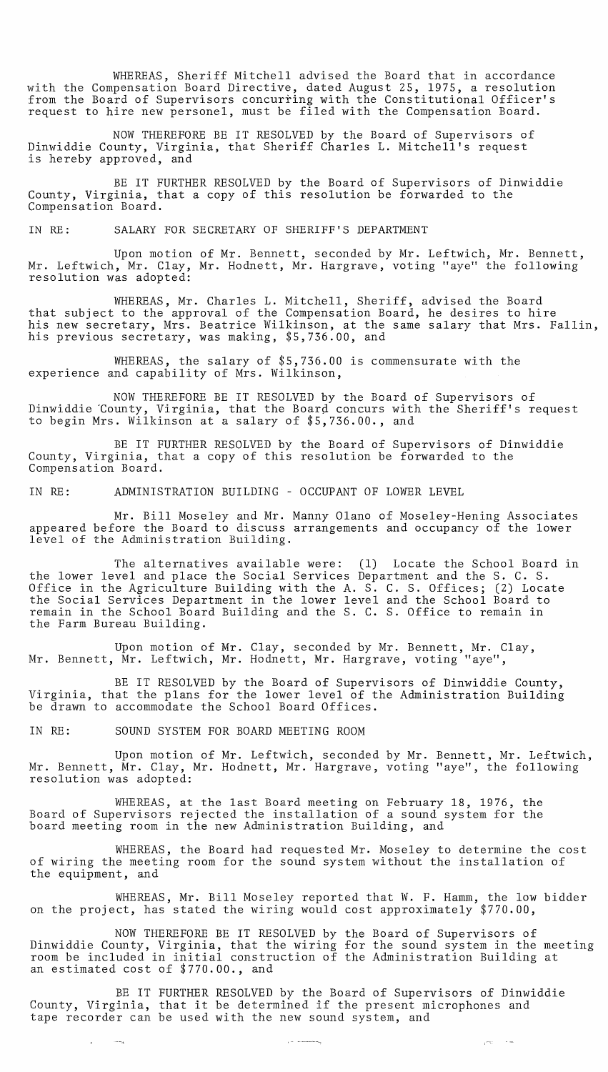WHEREAS, Sheriff Mitchell advised the Board that in accordance with the Compensation Board Directive, dated August 25, 1975, a resolution from the Board of Supervisors concurring with the Constitutional Officer's request to hire new personel, must be filed with the Compensation Board.

NOW THEREFORE BE IT RESOLVED by the Board of Supervisors of Dinwiddie County, Virginia, that Sheriff Charles L. Mitchell's request is hereby approved, and

BE IT FURTHER RESOLVED by the Board of Supervisors of Dinwiddie County, Virginia, that a copy of this resolution be forwarded to the Compensation Board.

IN RE: SALARY FOR SECRETARY OF SHERIFF'S DEPARTMENT

Upon motion of Mr. Bennett, seconded by Mr. Leftwich, Mr. Bennett, Mr. Leftwich, Mr. Clay, Mr. Hodnett, Mr. Hargrave, voting "aye" the following resolution was adopted:

WHEREAS, Mr. Charles L. Mitchell, Sheriff, advised the Board that subject to the approval of the Compensation Board, he desires to hire his new secretary, Mrs. Beatrice Wilkinson, at the same salary that Mrs. Fallin, his previous secretary, was making, $5,736.00, and

WHEREAS, the salary of $5,736.00 is commensurate with the experience and capability of Mrs. Wilkinson,

NOW THEREFORE BE IT RESOLVED by the Board of Supervisors of Dinwiddie County, Virginia, that the Board concurs with the Sheriff's request to begin Mrs. Wilkinson at a salary of $5,736.00., and

BE IT FURTHER RESOLVED by the Board of Supervisors of Dinwiddie County, Virginia, that a copy of this resolution be forwarded to the Compensation Board.

IN RE: ADMINISTRATION BUILDING - OCCUPANT OF LOWER LEVEL

Mr. Bill Moseley and Mr. Manny Olano of Moseley-Hening Associates appeared before the Board to discuss arrangements and occupancy of the lower level of the Administration Building.

The alternatives available were: (1) Locate the School Board in the lower level and place the Social Services Department and the S. C. S. Office in the Agriculture Building with the A. S. C. S. Offices; (2) Locate the Social Services Department in the lower level and the School Board to remain in the School Board Building and the S. C. S. Office to remain in the Farm Bureau Building.

Upon motion of Mr. Clay, seconded by Mr. Bennett, Mr. Clay, Mr. Bennett, Mr. Leftwich, Mr. Hodnett, Mr. Hargrave, voting "aye",

BE IT RESOLVED by the Board of Supervisors of Dinwiddie County, Virginia, that the plans for the lower level of the Administration Building be drawn to accommodate the School Board Offices.

IN RE: SOUND SYSTEM FOR BOARD MEETING ROOM

Upon motion of Mr. Leftwich, seconded by Mr. Bennett, Mr. Leftwich, Mr. Bennett, Mr. Clay, Mr. Hodnett, Mr. Hargrave, voting "aye", the following resolution was adopted:

WHEREAS, at the last Board meeting on February 18, 1976, the Board of Supervisors rejected the installation of a sound system for the board meeting room in the new Administration Building, and

WHEREAS, the Board had requested Mr. Moseley to determine the cost of wiring the meeting room for the sound system without the installation of the equipment, and

WHEREAS, Mr. Bill Moseley reported that W. F. Hamm, the low bidder on the project, has stated the wiring would cost approximately $770.00,

NOW THEREFORE BE IT RESOLVED by the Board of Supervisors of Dinwiddie County, Virginia, that the wiring for the sound system in the meeting room be included in initial construction of the Administration Building at an estimated cost of $770.00., and

BE IT FURTHER RESOLVED by the Board of Supervisors of Dinwiddie County, Virginia, that it be determined if the present microphones and tape recorder can be used with the new sound system, and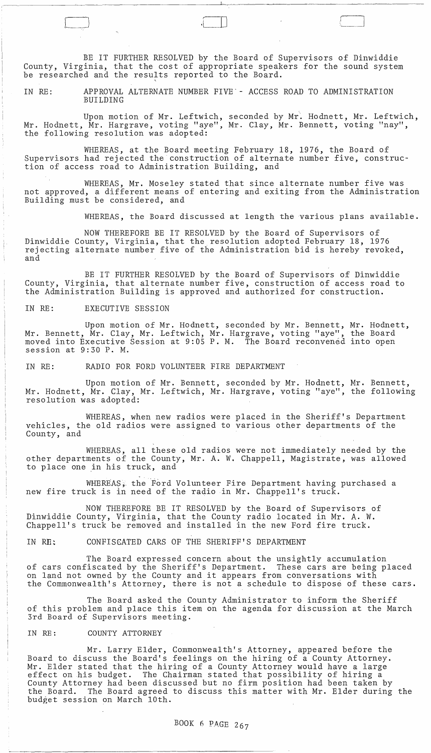BE IT FURTHER RESOLVED by the Board of Supervisors of Dinwiddie County, Virginia, that the cost of appropriate speakers for the sound system be researched and the results reported to the Board.

IN RE: APPROVAL ALTERNATE NUMBER FIVE - ACCESS ROAD TO ADMINISTRATION BUILDING

Upon motion of Mr. Leftwich, seconded by Mr. Hodnett, Mr. Leftwich, Mr. Hodnett, Mr. Hargrave, voting "aye", Mr. Clay, Mr. Bennett, voting "nay", the following resolution was adopted:

WHEREAS, at the Board meeting February 18, 1976, the Board of Supervisors had rejected the construction of alternate number five, construction of access road to Administration Building, and

WHEREAS, Mr. Moseley stated that since alternate number five was not approved, a different means of entering and exiting from the Administration Building must be considered, and

WHEREAS, the Board discussed at length the various plans available.

NOW THEREFORE BE IT RESOLVED by the Board of Supervisors of Dinwiddie County, Virginia, that the resolution adopted February 18, 1976 rejecting alternate number five of the Administration bid is hereby revoked, and

BE IT FURTHER RESOLVED by the Board of Supervisors of Dinwiddie County, Virginia, that alternate number five, construction of access road to the Administration Building is approved and authorized for construction.

IN RE: EXECUTIVE SESSION

Upon motion of Mr. Hodnett, seconded by Mr. Bennett, Mr. Hodnett, Mr. Bennett, Mr. Clay, Mr. Leftwich, Mr. Hargrave, voting "aye", the Board moved into Executive Session at 9:05 P. M. The Board reconvened into open session at 9:30 P. M.

IN RE: RADIO FOR FORD VOLUNTEER FIRE DEPARTMENT

Upon motion of Mr. Bennett, seconded by Mr. Hodnett, Mr. Bennett, Mr. Hodnett, Mr. Clay, Mr. Leftwich, Mr. Hargrave, voting "aye", the following resolution was adopted:

WHEREAS, when new radios were placed in the Sheriff's Department vehicles, the old radios were assigned to various other departments of the County, and

WHEREAS, all these old radios were not immediately needed by the other departments of the County, Mr. A. W. Chappell, Magistrate, was allowed to place one in his truck, and

WHEREAS, the Ford Volunteer Fire Department having purchased a new fire truck is in need of the radio in Mr. Chappell's truck.

NOW THEREFORE BE IT RESOLVED by the Board of Supervisors of Dinwiddie County, Virginia, that the County radio located in Mr. A. W. Chappell's truck be removed and installed in the new Ford fire truck.

IN RE: CONFISCATED CARS OF THE SHERIFF'S DEPARTMENT

The Board expressed concern about the unsightly accumulation of cars confiscated by the Sheriff's Department. These cars are being placed on land not owned by the County and it appears from conversations with the Commonwealth's Attorney, there is not a schedule to dispose of these cars.

The Board asked the County Administrator to inform the Sheriff of this problem and place this item on the agenda for discussion at the March 3rd Board of Supervisors meeting.

IN RE: COUNTY ATTORNEY

Mr. Larry Elder, Commonwealth's Attorney, appeared before the Board to discuss the Board's feelings on the hiring of a County Attorney. Mr. Elder stated that the hiring of a County Attorney would have a large effect on his budget. The Chairman stated that possibility of hiring a County Attorney had been discussed but no firm position had been taken by the Board. The Board agreed to discuss this matter with Mr. Elder during the budget session on March 10th.

BOOK 6 PAGE 267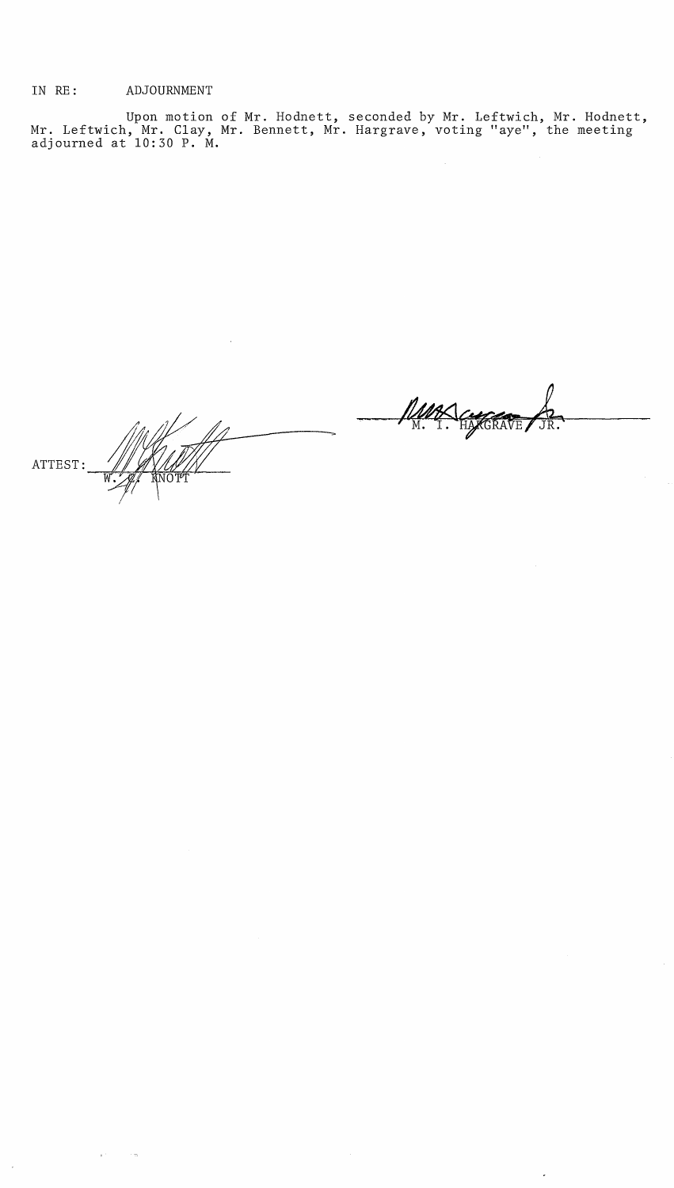IN RE: ADJOURNMENT

Upon motion of Mr. Hodnett, seconded by Mr. Leftwich, Mr. Hodnett, Mr. Leftwich, Mr. Clay, Mr. Bennett, Mr. Hargrave, voting "aye", the meeting adjourned at 10:30 P. M.

M. I. HARGRAVE JR.

ATTEST: W. C. KNOTT